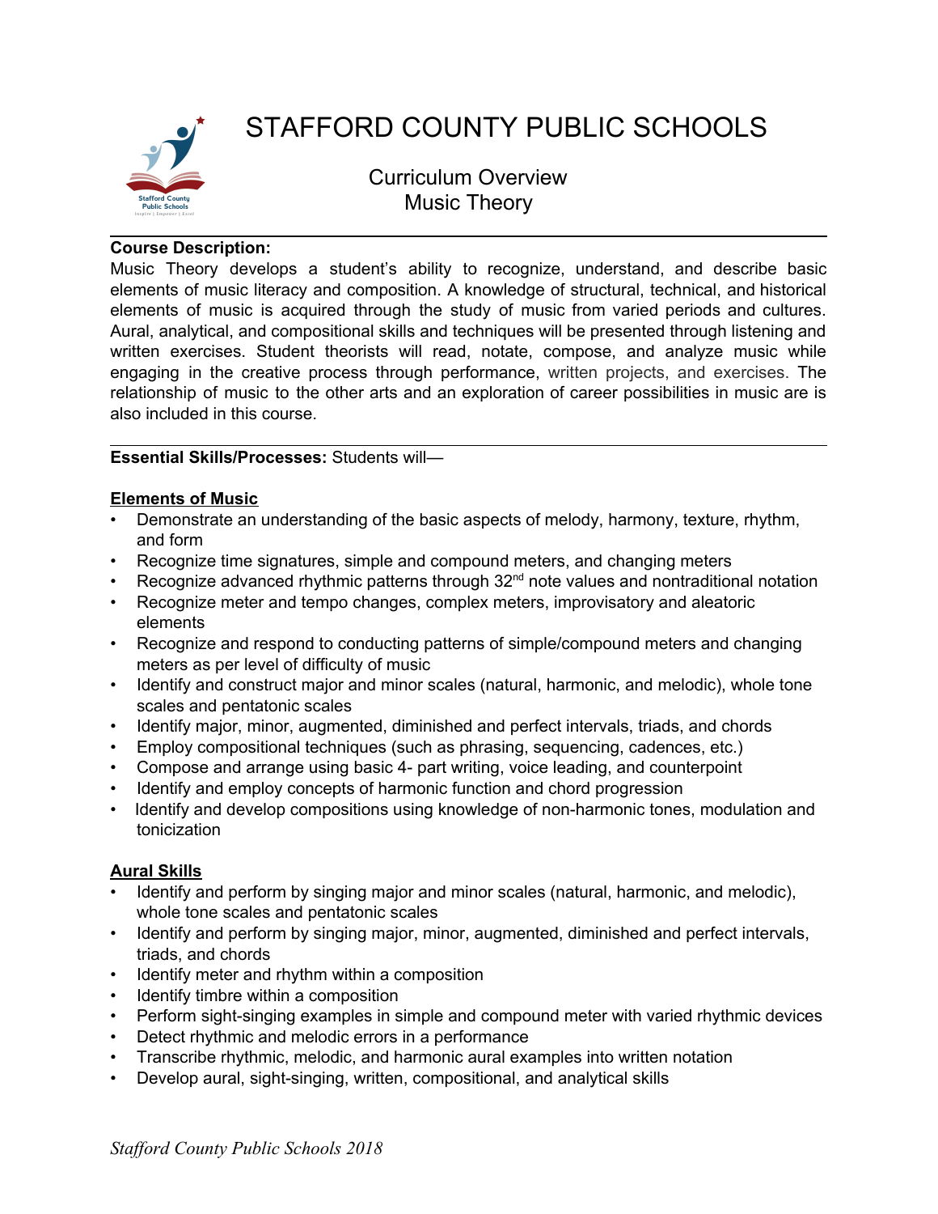# STAFFORD COUNTY PUBLIC SCHOOLS

## Curriculum Overview
## Music Theory

**Course Description:**
Music Theory develops a student's ability to recognize, understand, and describe basic elements of music literacy and composition. A knowledge of structural, technical, and historical elements of music is acquired through the study of music from varied periods and cultures. Aural, analytical, and compositional skills and techniques will be presented through listening and written exercises. Student theorists will read, notate, compose, and analyze music while engaging in the creative process through performance, written projects, and exercises. The relationship of music to the other arts and an exploration of career possibilities in music are is also included in this course.

**Essential Skills/Processes:** Students will—

**Elements of Music**

- Demonstrate an understanding of the basic aspects of melody, harmony, texture, rhythm, and form
- Recognize time signatures, simple and compound meters, and changing meters
- Recognize advanced rhythmic patterns through 32nd note values and nontraditional notation
- Recognize meter and tempo changes, complex meters, improvisatory and aleatoric elements
- Recognize and respond to conducting patterns of simple/compound meters and changing meters as per level of difficulty of music
- Identify and construct major and minor scales (natural, harmonic, and melodic), whole tone scales and pentatonic scales
- Identify major, minor, augmented, diminished and perfect intervals, triads, and chords
- Employ compositional techniques (such as phrasing, sequencing, cadences, etc.)
- Compose and arrange using basic 4- part writing, voice leading, and counterpoint
- Identify and employ concepts of harmonic function and chord progression
- Identify and develop compositions using knowledge of non-harmonic tones, modulation and tonicization

**Aural Skills**

- Identify and perform by singing major and minor scales (natural, harmonic, and melodic), whole tone scales and pentatonic scales
- Identify and perform by singing major, minor, augmented, diminished and perfect intervals, triads, and chords
- Identify meter and rhythm within a composition
- Identify timbre within a composition
- Perform sight-singing examples in simple and compound meter with varied rhythmic devices
- Detect rhythmic and melodic errors in a performance
- Transcribe rhythmic, melodic, and harmonic aural examples into written notation
- Develop aural, sight-singing, written, compositional, and analytical skills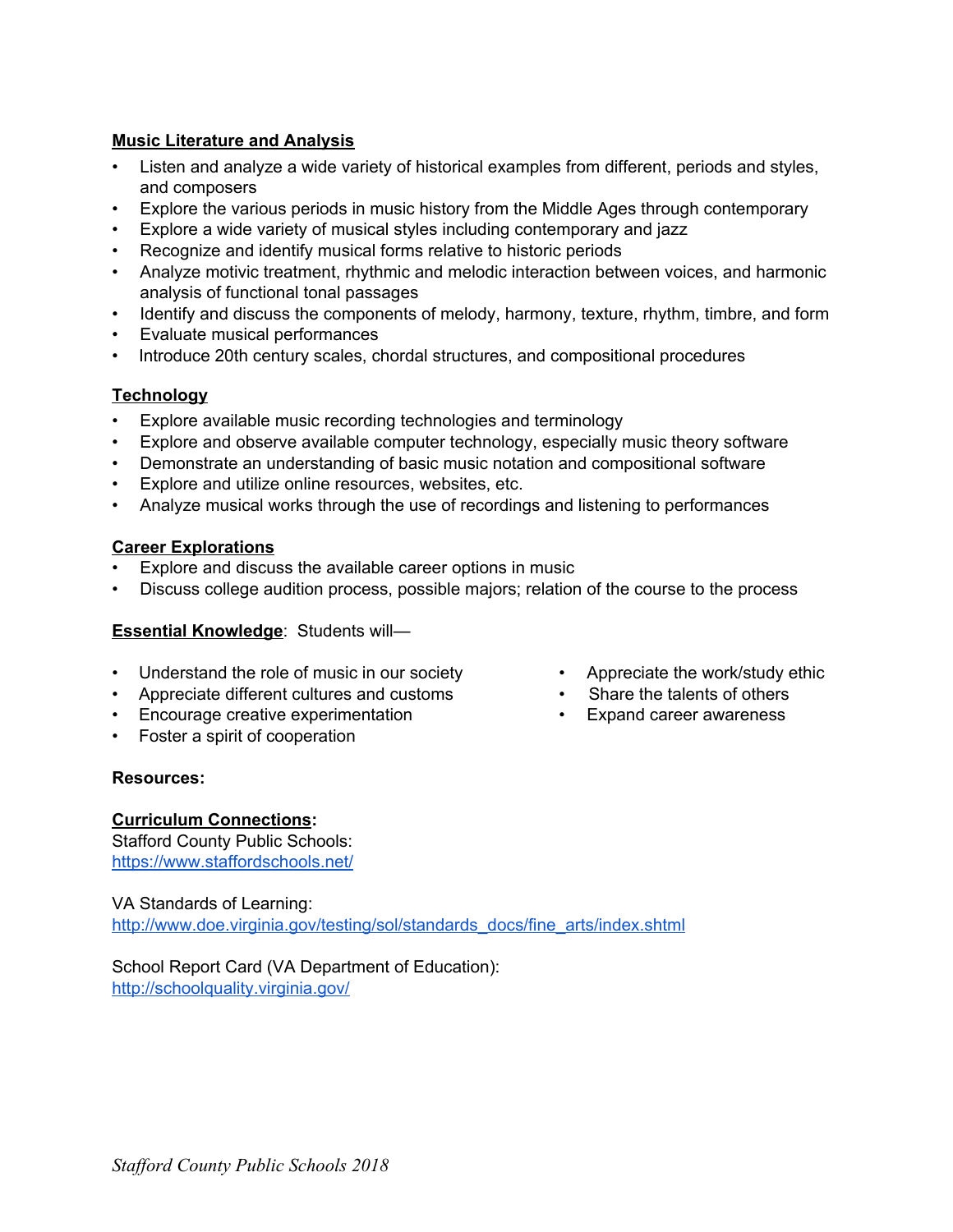**Music Literature and Analysis**

- Listen and analyze a wide variety of historical examples from different, periods and styles, and composers
- Explore the various periods in music history from the Middle Ages through contemporary
- Explore a wide variety of musical styles including contemporary and jazz
- Recognize and identify musical forms relative to historic periods
- Analyze motivic treatment, rhythmic and melodic interaction between voices, and harmonic analysis of functional tonal passages
- Identify and discuss the components of melody, harmony, texture, rhythm, timbre, and form
- Evaluate musical performances
- Introduce 20th century scales, chordal structures, and compositional procedures

**Technology**

- Explore available music recording technologies and terminology
- Explore and observe available computer technology, especially music theory software
- Demonstrate an understanding of basic music notation and compositional software
- Explore and utilize online resources, websites, etc.
- Analyze musical works through the use of recordings and listening to performances

**Career Explorations**

- Explore and discuss the available career options in music
- Discuss college audition process, possible majors; relation of the course to the process

**Essential Knowledge**: Students will—

- Understand the role of music in our society
- Appreciate different cultures and customs
- Encourage creative experimentation
- Foster a spirit of cooperation
- Appreciate the work/study ethic
- Share the talents of others
- Expand career awareness

**Resources:**

**Curriculum Connections:**

Stafford County Public Schools:
https://www.staffordschools.net/

VA Standards of Learning:
http://www.doe.virginia.gov/testing/sol/standards_docs/fine_arts/index.shtml

School Report Card (VA Department of Education):
http://schoolquality.virginia.gov/